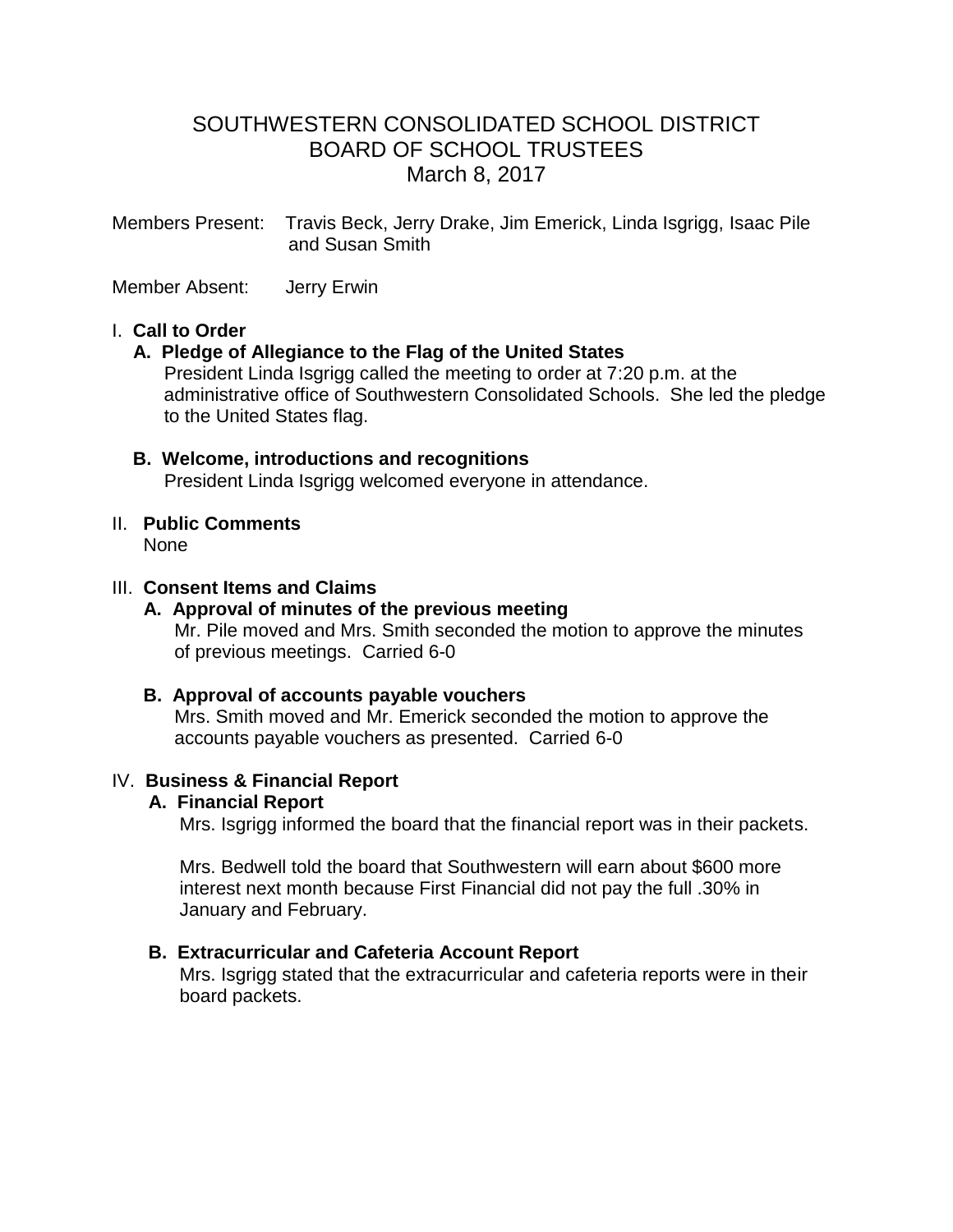# SOUTHWESTERN CONSOLIDATED SCHOOL DISTRICT
# BOARD OF SCHOOL TRUSTEES
## March 8, 2017

Members Present: Travis Beck, Jerry Drake, Jim Emerick, Linda Isgrigg, Isaac Pile and Susan Smith

Member Absent: Jerry Erwin

I. **Call to Order**

**A. Pledge of Allegiance to the Flag of the United States**

President Linda Isgrigg called the meeting to order at 7:20 p.m. at the administrative office of Southwestern Consolidated Schools. She led the pledge to the United States flag.

**B. Welcome, introductions and recognitions**

President Linda Isgrigg welcomed everyone in attendance.

II. **Public Comments**

None

III. **Consent Items and Claims**

**A. Approval of minutes of the previous meeting**

Mr. Pile moved and Mrs. Smith seconded the motion to approve the minutes of previous meetings. Carried 6-0

**B. Approval of accounts payable vouchers**

Mrs. Smith moved and Mr. Emerick seconded the motion to approve the accounts payable vouchers as presented. Carried 6-0

IV. **Business & Financial Report**

**A. Financial Report**

Mrs. Isgrigg informed the board that the financial report was in their packets.

Mrs. Bedwell told the board that Southwestern will earn about $600 more interest next month because First Financial did not pay the full .30% in January and February.

**B. Extracurricular and Cafeteria Account Report**

Mrs. Isgrigg stated that the extracurricular and cafeteria reports were in their board packets.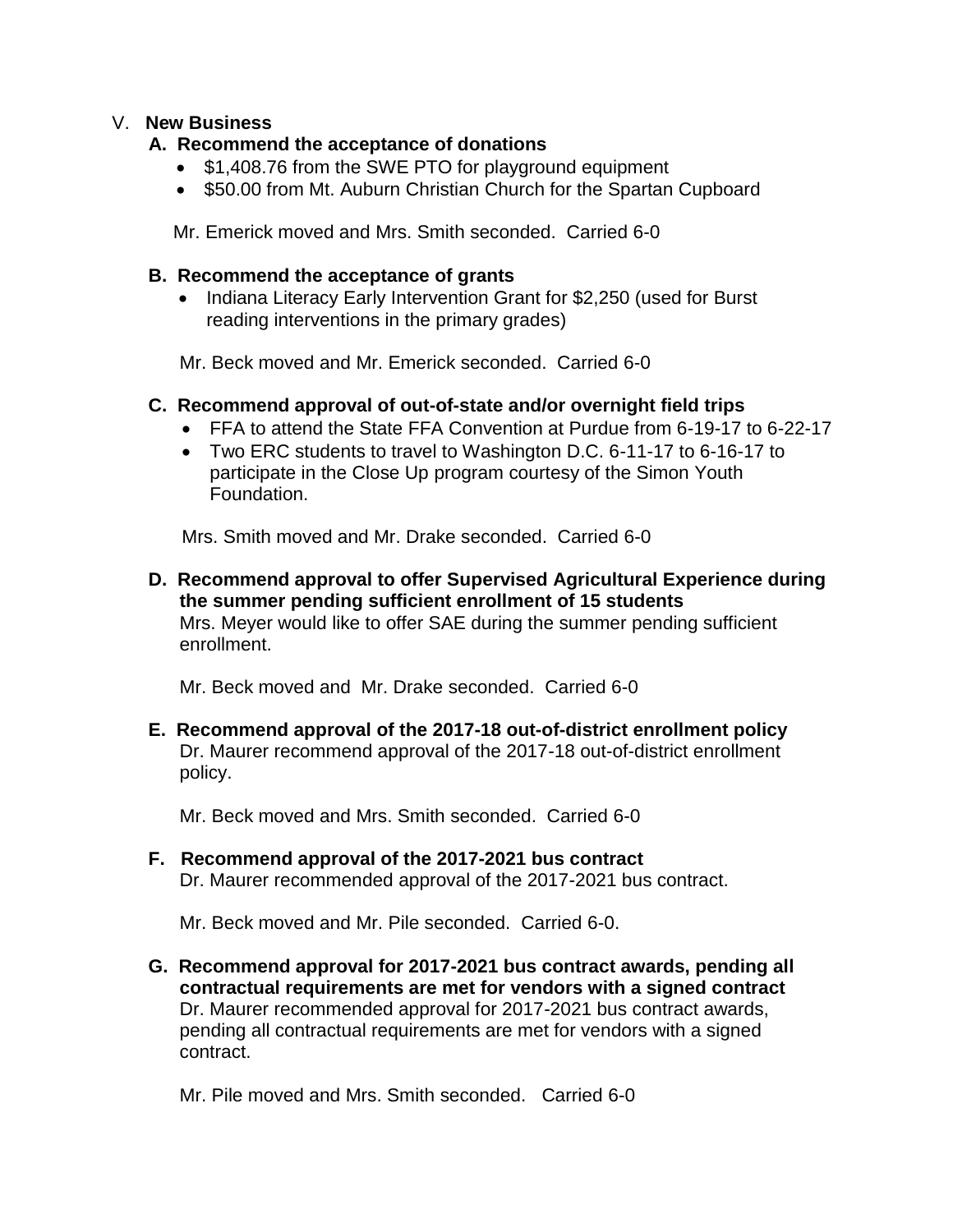## V. **New Business**

### A. Recommend the acceptance of donations

- $1,408.76 from the SWE PTO for playground equipment
- $50.00 from Mt. Auburn Christian Church for the Spartan Cupboard

Mr. Emerick moved and Mrs. Smith seconded. Carried 6-0

### B. Recommend the acceptance of grants

- Indiana Literacy Early Intervention Grant for $2,250 (used for Burst reading interventions in the primary grades)

Mr. Beck moved and Mr. Emerick seconded. Carried 6-0

### C. Recommend approval of out-of-state and/or overnight field trips

- FFA to attend the State FFA Convention at Purdue from 6-19-17 to 6-22-17
- Two ERC students to travel to Washington D.C. 6-11-17 to 6-16-17 to participate in the Close Up program courtesy of the Simon Youth Foundation.

Mrs. Smith moved and Mr. Drake seconded. Carried 6-0

### D. Recommend approval to offer Supervised Agricultural Experience during the summer pending sufficient enrollment of 15 students

Mrs. Meyer would like to offer SAE during the summer pending sufficient enrollment.

Mr. Beck moved and Mr. Drake seconded. Carried 6-0

### E. Recommend approval of the 2017-18 out-of-district enrollment policy

Dr. Maurer recommend approval of the 2017-18 out-of-district enrollment policy.

Mr. Beck moved and Mrs. Smith seconded. Carried 6-0

### F. Recommend approval of the 2017-2021 bus contract

Dr. Maurer recommended approval of the 2017-2021 bus contract.

Mr. Beck moved and Mr. Pile seconded. Carried 6-0.

### G. Recommend approval for 2017-2021 bus contract awards, pending all contractual requirements are met for vendors with a signed contract

Dr. Maurer recommended approval for 2017-2021 bus contract awards, pending all contractual requirements are met for vendors with a signed contract.

Mr. Pile moved and Mrs. Smith seconded. Carried 6-0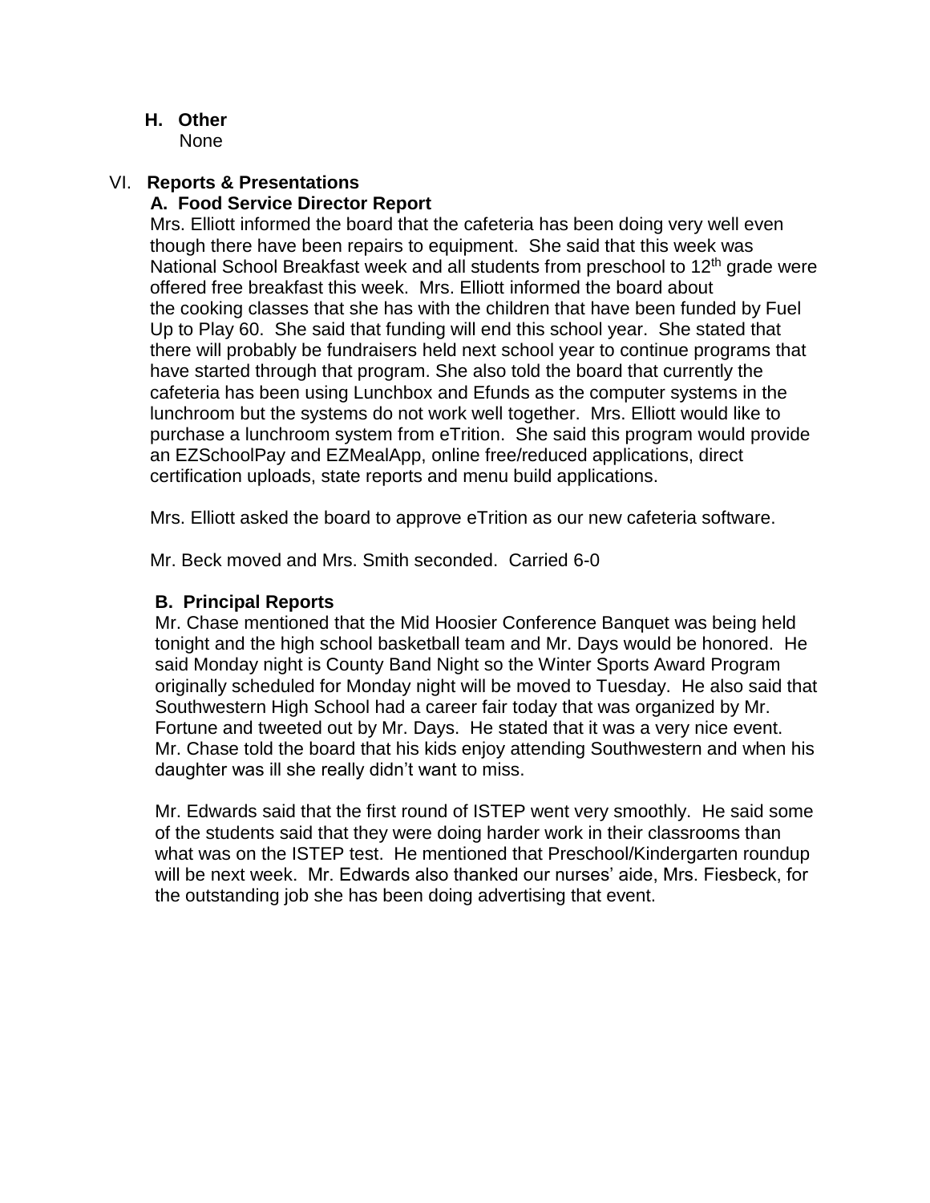**H. Other**

None

## VI. Reports & Presentations

### A. Food Service Director Report

Mrs. Elliott informed the board that the cafeteria has been doing very well even though there have been repairs to equipment. She said that this week was National School Breakfast week and all students from preschool to 12th grade were offered free breakfast this week. Mrs. Elliott informed the board about the cooking classes that she has with the children that have been funded by Fuel Up to Play 60. She said that funding will end this school year. She stated that there will probably be fundraisers held next school year to continue programs that have started through that program. She also told the board that currently the cafeteria has been using Lunchbox and Efunds as the computer systems in the lunchroom but the systems do not work well together. Mrs. Elliott would like to purchase a lunchroom system from eTrition. She said this program would provide an EZSchoolPay and EZMealApp, online free/reduced applications, direct certification uploads, state reports and menu build applications.

Mrs. Elliott asked the board to approve eTrition as our new cafeteria software.

Mr. Beck moved and Mrs. Smith seconded. Carried 6-0

### B. Principal Reports

Mr. Chase mentioned that the Mid Hoosier Conference Banquet was being held tonight and the high school basketball team and Mr. Days would be honored. He said Monday night is County Band Night so the Winter Sports Award Program originally scheduled for Monday night will be moved to Tuesday. He also said that Southwestern High School had a career fair today that was organized by Mr. Fortune and tweeted out by Mr. Days. He stated that it was a very nice event. Mr. Chase told the board that his kids enjoy attending Southwestern and when his daughter was ill she really didn't want to miss.

Mr. Edwards said that the first round of ISTEP went very smoothly. He said some of the students said that they were doing harder work in their classrooms than what was on the ISTEP test. He mentioned that Preschool/Kindergarten roundup will be next week. Mr. Edwards also thanked our nurses' aide, Mrs. Fiesbeck, for the outstanding job she has been doing advertising that event.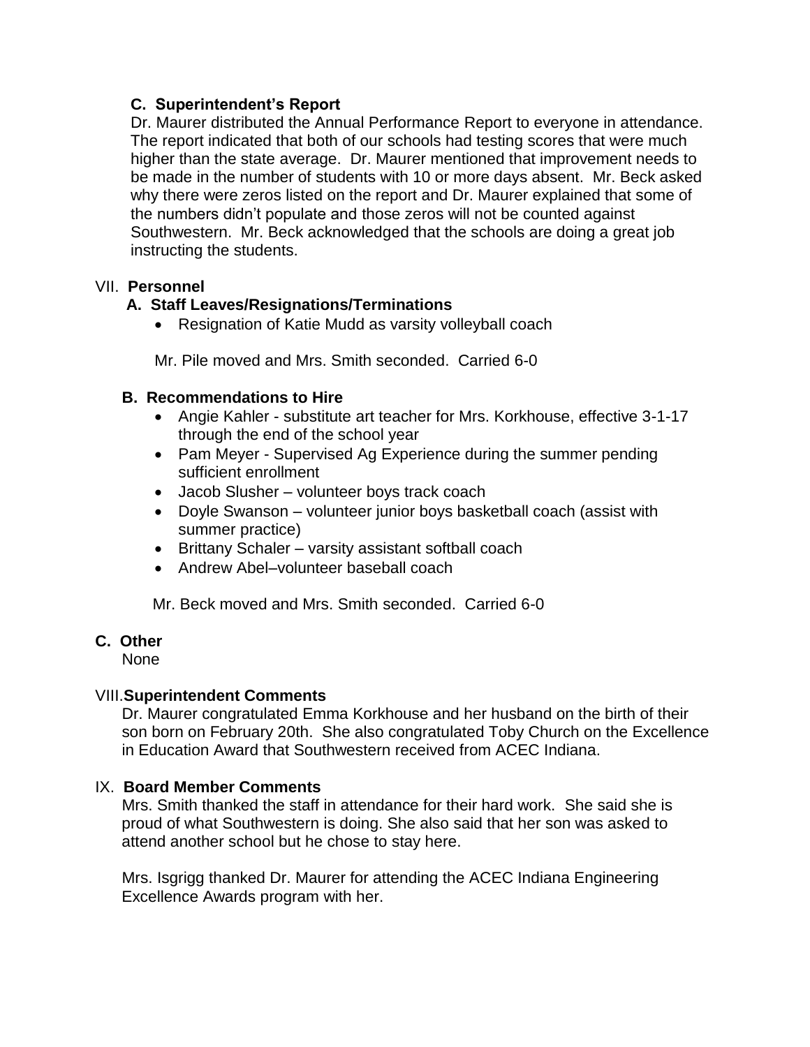### C. Superintendent's Report

Dr. Maurer distributed the Annual Performance Report to everyone in attendance. The report indicated that both of our schools had testing scores that were much higher than the state average. Dr. Maurer mentioned that improvement needs to be made in the number of students with 10 or more days absent. Mr. Beck asked why there were zeros listed on the report and Dr. Maurer explained that some of the numbers didn't populate and those zeros will not be counted against Southwestern. Mr. Beck acknowledged that the schools are doing a great job instructing the students.

## VII. Personnel

### A. Staff Leaves/Resignations/Terminations

- Resignation of Katie Mudd as varsity volleyball coach

Mr. Pile moved and Mrs. Smith seconded. Carried 6-0

### B. Recommendations to Hire

- Angie Kahler - substitute art teacher for Mrs. Korkhouse, effective 3-1-17 through the end of the school year
- Pam Meyer - Supervised Ag Experience during the summer pending sufficient enrollment
- Jacob Slusher – volunteer boys track coach
- Doyle Swanson – volunteer junior boys basketball coach (assist with summer practice)
- Brittany Schaler – varsity assistant softball coach
- Andrew Abel–volunteer baseball coach

Mr. Beck moved and Mrs. Smith seconded. Carried 6-0

### C. Other

None

## VIII. Superintendent Comments

Dr. Maurer congratulated Emma Korkhouse and her husband on the birth of their son born on February 20th. She also congratulated Toby Church on the Excellence in Education Award that Southwestern received from ACEC Indiana.

## IX. Board Member Comments

Mrs. Smith thanked the staff in attendance for their hard work. She said she is proud of what Southwestern is doing. She also said that her son was asked to attend another school but he chose to stay here.

Mrs. Isgrigg thanked Dr. Maurer for attending the ACEC Indiana Engineering Excellence Awards program with her.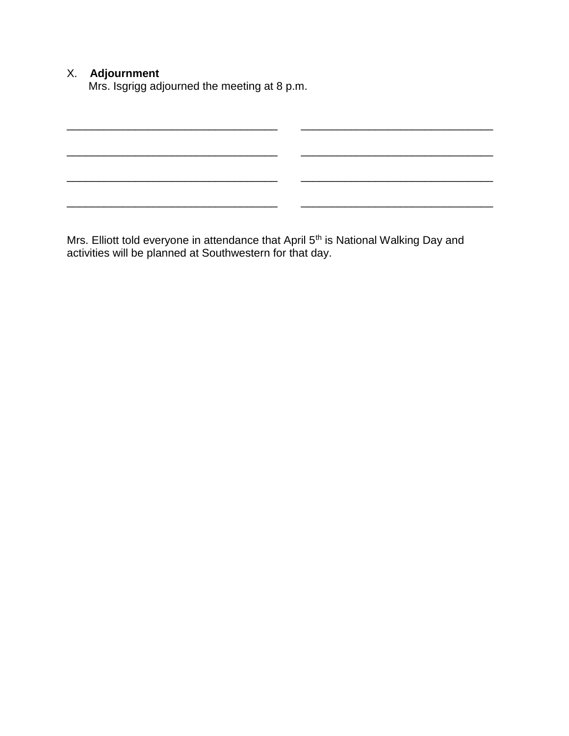X. **Adjournment**

Mrs. Isgrigg adjourned the meeting at 8 p.m.

\_\_\_\_\_\_\_\_\_\_\_\_\_\_\_\_\_\_\_\_\_\_\_\_\_\_\_\_\_\_\_\_\_\_ \_\_\_\_\_\_\_\_\_\_\_\_\_\_\_\_\_\_\_\_\_\_\_\_\_\_\_\_\_\_\_\_

\_\_\_\_\_\_\_\_\_\_\_\_\_\_\_\_\_\_\_\_\_\_\_\_\_\_\_\_\_\_\_\_\_\_ \_\_\_\_\_\_\_\_\_\_\_\_\_\_\_\_\_\_\_\_\_\_\_\_\_\_\_\_\_\_\_\_

\_\_\_\_\_\_\_\_\_\_\_\_\_\_\_\_\_\_\_\_\_\_\_\_\_\_\_\_\_\_\_\_\_\_ \_\_\_\_\_\_\_\_\_\_\_\_\_\_\_\_\_\_\_\_\_\_\_\_\_\_\_\_\_\_\_\_

\_\_\_\_\_\_\_\_\_\_\_\_\_\_\_\_\_\_\_\_\_\_\_\_\_\_\_\_\_\_\_\_\_\_ \_\_\_\_\_\_\_\_\_\_\_\_\_\_\_\_\_\_\_\_\_\_\_\_\_\_\_\_\_\_\_\_

Mrs. Elliott told everyone in attendance that April 5th is National Walking Day and activities will be planned at Southwestern for that day.